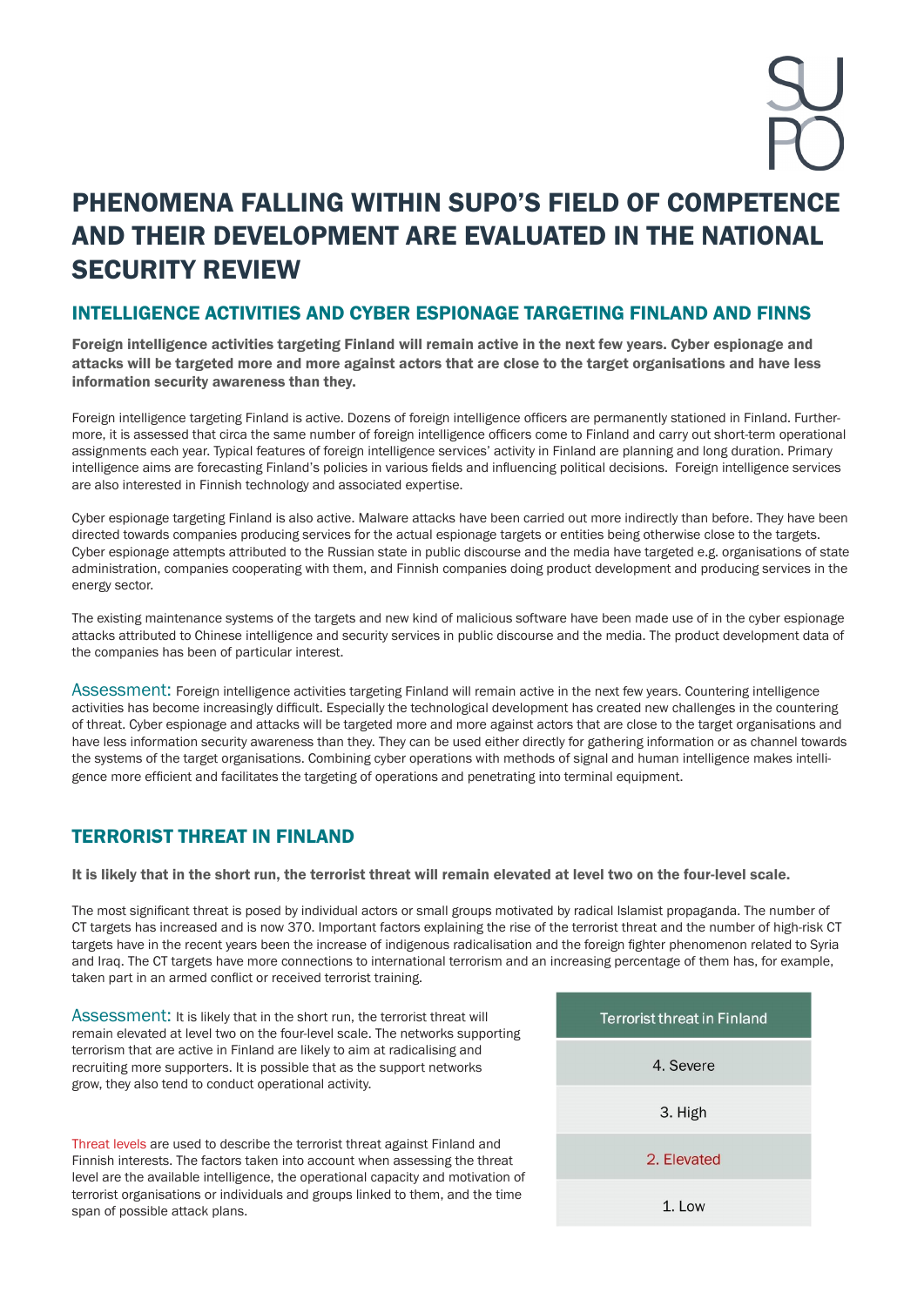# PHENOMENA FALLING WITHIN SUPO'S FIELD OF COMPETENCE AND THEIR DEVELOPMENT ARE EVALUATED IN THE NATIONAL SECURITY REVIEW

## INTELLIGENCE ACTIVITIES AND CYBER ESPIONAGE TARGETING FINLAND AND FINNS

**Foreign intelligence activities targeting Finland will remain active in the next few years. Cyber espionage and attacks will be targeted more and more against actors that are close to the target organisations and have less information security awareness than they.**

Foreign intelligence targeting Finland is active. Dozens of foreign intelligence officers are permanently stationed in Finland. Furthermore, it is assessed that circa the same number of foreign intelligence officers come to Finland and carry out short-term operational assignments each year. Typical features of foreign intelligence services' activity in Finland are planning and long duration. Primary intelligence aims are forecasting Finland's policies in various fields and influencing political decisions. Foreign intelligence services are also interested in Finnish technology and associated expertise.

Cyber espionage targeting Finland is also active. Malware attacks have been carried out more indirectly than before. They have been directed towards companies producing services for the actual espionage targets or entities being otherwise close to the targets. Cyber espionage attempts attributed to the Russian state in public discourse and the media have targeted e.g. organisations of state administration, companies cooperating with them, and Finnish companies doing product development and producing services in the energy sector.

The existing maintenance systems of the targets and new kind of malicious software have been made use of in the cyber espionage attacks attributed to Chinese intelligence and security services in public discourse and the media. The product development data of the companies has been of particular interest.

Assessment: Foreign intelligence activities targeting Finland will remain active in the next few years. Countering intelligence activities has become increasingly difficult. Especially the technological development has created new challenges in the countering of threat. Cyber espionage and attacks will be targeted more and more against actors that are close to the target organisations and have less information security awareness than they. They can be used either directly for gathering information or as channel towards the systems of the target organisations. Combining cyber operations with methods of signal and human intelligence makes intelligence more efficient and facilitates the targeting of operations and penetrating into terminal equipment.

## TERRORIST THREAT IN FINLAND

**It is likely that in the short run, the terrorist threat will remain elevated at level two on the four-level scale.**

The most significant threat is posed by individual actors or small groups motivated by radical Islamist propaganda. The number of CT targets has increased and is now 370. Important factors explaining the rise of the terrorist threat and the number of high-risk CT targets have in the recent years been the increase of indigenous radicalisation and the foreign fighter phenomenon related to Syria and Iraq. The CT targets have more connections to international terrorism and an increasing percentage of them has, for example, taken part in an armed conflict or received terrorist training.

Assessment: It is likely that in the short run, the terrorist threat will remain elevated at level two on the four-level scale. The networks supporting terrorism that are active in Finland are likely to aim at radicalising and recruiting more supporters. It is possible that as the support networks grow, they also tend to conduct operational activity.

Threat levels are used to describe the terrorist threat against Finland and Finnish interests. The factors taken into account when assessing the threat level are the available intelligence, the operational capacity and motivation of terrorist organisations or individuals and groups linked to them, and the time span of possible attack plans.

| Terrorist threat in Finland |
|---|
| 4. Severe |
| 3. High |
| 2. Elevated |
| 1. Low |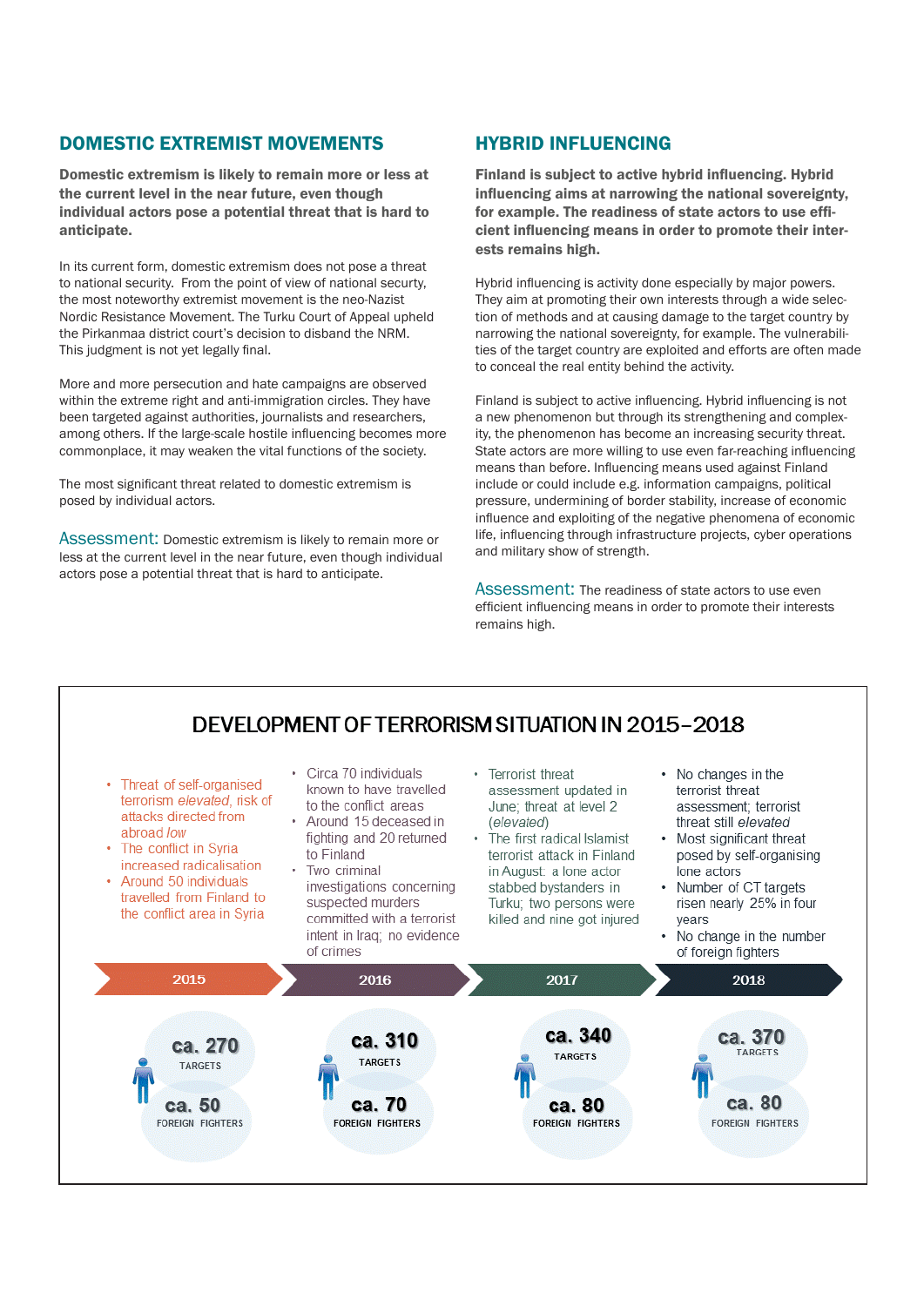## DOMESTIC EXTREMIST MOVEMENTS

**Domestic extremism is likely to remain more or less at the current level in the near future, even though individual actors pose a potential threat that is hard to anticipate.**

In its current form, domestic extremism does not pose a threat to national security. From the point of view of national securty, the most noteworthy extremist movement is the neo-Nazist Nordic Resistance Movement. The Turku Court of Appeal upheld the Pirkanmaa district court's decision to disband the NRM. This judgment is not yet legally final.

More and more persecution and hate campaigns are observed within the extreme right and anti-immigration circles. They have been targeted against authorities, journalists and researchers, among others. If the large-scale hostile influencing becomes more commonplace, it may weaken the vital functions of the society.

The most significant threat related to domestic extremism is posed by individual actors.

Assessment: Domestic extremism is likely to remain more or less at the current level in the near future, even though individual actors pose a potential threat that is hard to anticipate.

## HYBRID INFLUENCING

**Finland is subject to active hybrid influencing. Hybrid influencing aims at narrowing the national sovereignty, for example. The readiness of state actors to use efficient influencing means in order to promote their interests remains high.**

Hybrid influencing is activity done especially by major powers. They aim at promoting their own interests through a wide selection of methods and at causing damage to the target country by narrowing the national sovereignty, for example. The vulnerabilities of the target country are exploited and efforts are often made to conceal the real entity behind the activity.

Finland is subject to active influencing. Hybrid influencing is not a new phenomenon but through its strengthening and complexity, the phenomenon has become an increasing security threat. State actors are more willing to use even far-reaching influencing means than before. Influencing means used against Finland include or could include e.g. information campaigns, political pressure, undermining of border stability, increase of economic influence and exploiting of the negative phenomena of economic life, influencing through infrastructure projects, cyber operations and military show of strength.

Assessment: The readiness of state actors to use even efficient influencing means in order to promote their interests remains high.

## DEVELOPMENT OF TERRORISM SITUATION IN 2015–2018

**2015**

- Threat of self-organised terrorism *elevated*, risk of attacks directed from abroad *low*
- The conflict in Syria increased radicalisation
- Around 50 individuals travelled from Finland to the conflict area in Syria

ca. 270 TARGETS

ca. 50 FOREIGN FIGHTERS

**2016**

- Circa 70 individuals known to have travelled to the conflict areas
- Around 15 deceased in fighting and 20 returned to Finland
- Two criminal investigations concerning suspected murders committed with a terrorist intent in Iraq; no evidence of crimes

ca. 310 TARGETS

ca. 70 FOREIGN FIGHTERS

**2017**

- Terrorist threat assessment updated in June; threat at level 2 (*elevated*)
- The first radical Islamist terrorist attack in Finland in August: a lone actor stabbed bystanders in Turku; two persons were killed and nine got injured

ca. 340 TARGETS

ca. 80 FOREIGN FIGHTERS

**2018**

- No changes in the terrorist threat assessment; terrorist threat still *elevated*
- Most significant threat posed by self-organising lone actors
- Number of CT targets risen nearly 25% in four years
- No change in the number of foreign fighters

ca. 370 TARGETS

ca. 80 FOREIGN FIGHTERS